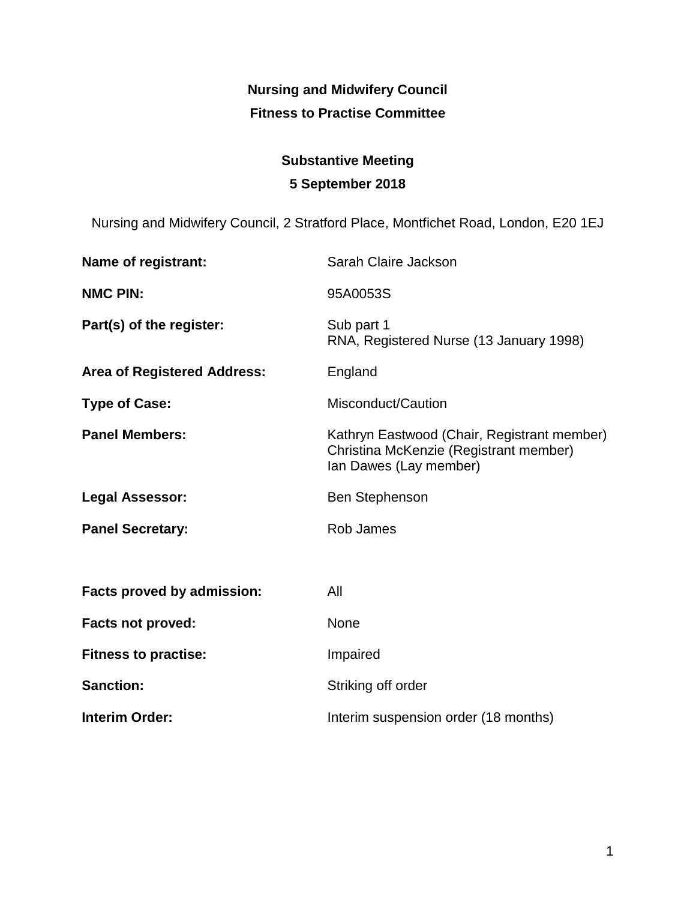**Nursing and Midwifery Council**

**Fitness to Practise Committee**

**Substantive Meeting**

**5 September 2018**

Nursing and Midwifery Council, 2 Stratford Place, Montfichet Road, London, E20 1EJ

| | |
|---|---|
| **Name of registrant:** | Sarah Claire Jackson |
| **NMC PIN:** | 95A0053S |
| **Part(s) of the register:** | Sub part 1<br>RNA, Registered Nurse (13 January 1998) |
| **Area of Registered Address:** | England |
| **Type of Case:** | Misconduct/Caution |
| **Panel Members:** | Kathryn Eastwood (Chair, Registrant member)<br>Christina McKenzie (Registrant member)<br>Ian Dawes (Lay member) |
| **Legal Assessor:** | Ben Stephenson |
| **Panel Secretary:** | Rob James |
| | |
| **Facts proved by admission:** | All |
| **Facts not proved:** | None |
| **Fitness to practise:** | Impaired |
| **Sanction:** | Striking off order |
| **Interim Order:** | Interim suspension order (18 months) |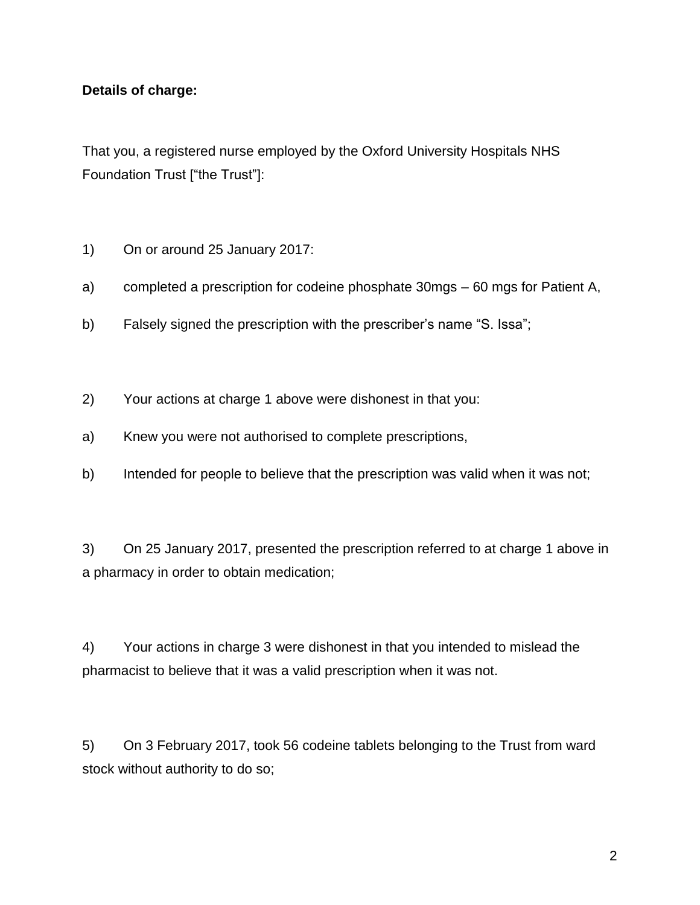**Details of charge:**

That you, a registered nurse employed by the Oxford University Hospitals NHS Foundation Trust ["the Trust"]:

1) On or around 25 January 2017:

a) completed a prescription for codeine phosphate 30mgs – 60 mgs for Patient A,

b) Falsely signed the prescription with the prescriber's name "S. Issa";

2) Your actions at charge 1 above were dishonest in that you:

a) Knew you were not authorised to complete prescriptions,

b) Intended for people to believe that the prescription was valid when it was not;

3) On 25 January 2017, presented the prescription referred to at charge 1 above in a pharmacy in order to obtain medication;

4) Your actions in charge 3 were dishonest in that you intended to mislead the pharmacist to believe that it was a valid prescription when it was not.

5) On 3 February 2017, took 56 codeine tablets belonging to the Trust from ward stock without authority to do so;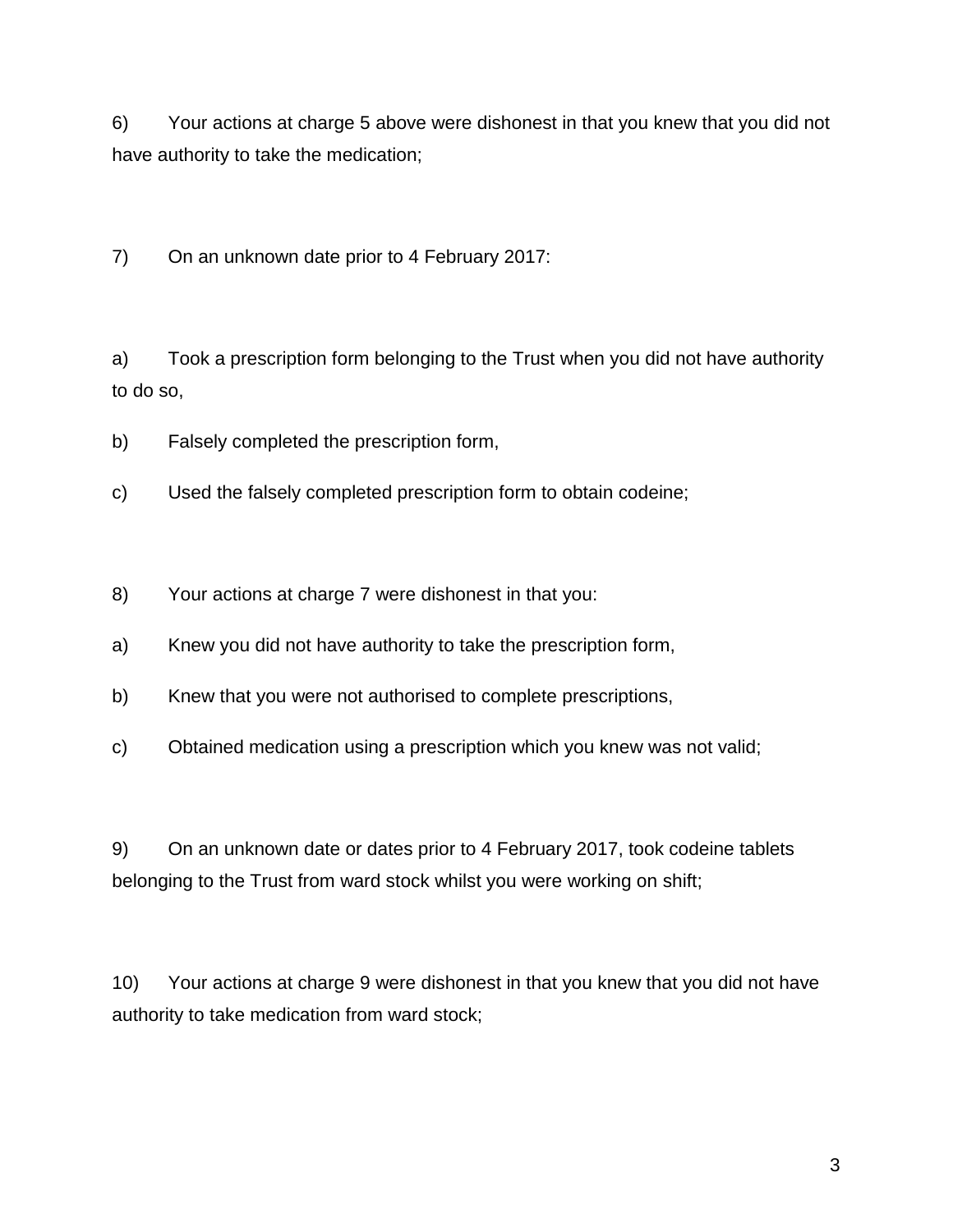6)  Your actions at charge 5 above were dishonest in that you knew that you did not have authority to take the medication;

7)  On an unknown date prior to 4 February 2017:

a)  Took a prescription form belonging to the Trust when you did not have authority to do so,

b)  Falsely completed the prescription form,

c)  Used the falsely completed prescription form to obtain codeine;

8)  Your actions at charge 7 were dishonest in that you:

a)  Knew you did not have authority to take the prescription form,

b)  Knew that you were not authorised to complete prescriptions,

c)  Obtained medication using a prescription which you knew was not valid;

9)  On an unknown date or dates prior to 4 February 2017, took codeine tablets belonging to the Trust from ward stock whilst you were working on shift;

10)  Your actions at charge 9 were dishonest in that you knew that you did not have authority to take medication from ward stock;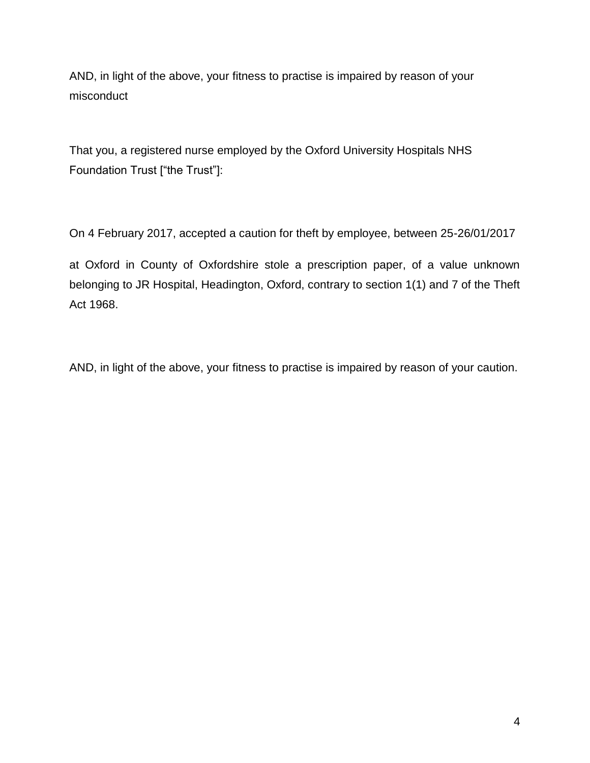AND, in light of the above, your fitness to practise is impaired by reason of your misconduct

That you, a registered nurse employed by the Oxford University Hospitals NHS Foundation Trust ["the Trust"]:

On 4 February 2017, accepted a caution for theft by employee, between 25-26/01/2017

at Oxford in County of Oxfordshire stole a prescription paper, of a value unknown belonging to JR Hospital, Headington, Oxford, contrary to section 1(1) and 7 of the Theft Act 1968.

AND, in light of the above, your fitness to practise is impaired by reason of your caution.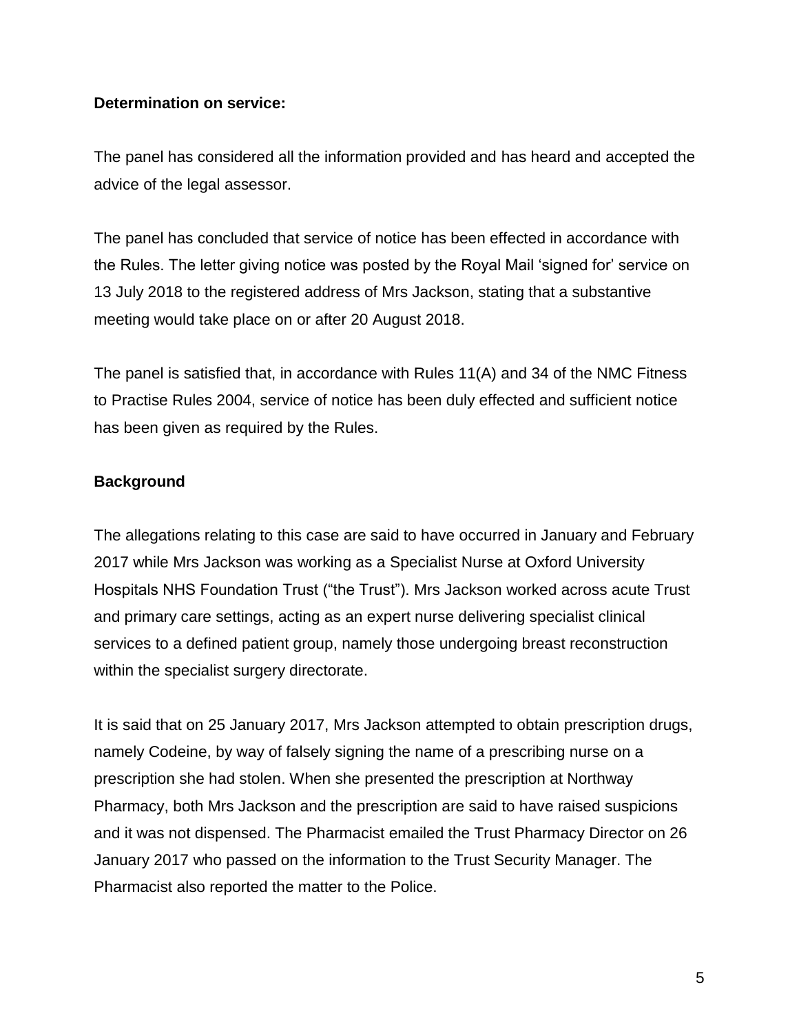**Determination on service:**

The panel has considered all the information provided and has heard and accepted the advice of the legal assessor.

The panel has concluded that service of notice has been effected in accordance with the Rules. The letter giving notice was posted by the Royal Mail 'signed for' service on 13 July 2018 to the registered address of Mrs Jackson, stating that a substantive meeting would take place on or after 20 August 2018.

The panel is satisfied that, in accordance with Rules 11(A) and 34 of the NMC Fitness to Practise Rules 2004, service of notice has been duly effected and sufficient notice has been given as required by the Rules.

**Background**

The allegations relating to this case are said to have occurred in January and February 2017 while Mrs Jackson was working as a Specialist Nurse at Oxford University Hospitals NHS Foundation Trust ("the Trust"). Mrs Jackson worked across acute Trust and primary care settings, acting as an expert nurse delivering specialist clinical services to a defined patient group, namely those undergoing breast reconstruction within the specialist surgery directorate.

It is said that on 25 January 2017, Mrs Jackson attempted to obtain prescription drugs, namely Codeine, by way of falsely signing the name of a prescribing nurse on a prescription she had stolen. When she presented the prescription at Northway Pharmacy, both Mrs Jackson and the prescription are said to have raised suspicions and it was not dispensed. The Pharmacist emailed the Trust Pharmacy Director on 26 January 2017 who passed on the information to the Trust Security Manager. The Pharmacist also reported the matter to the Police.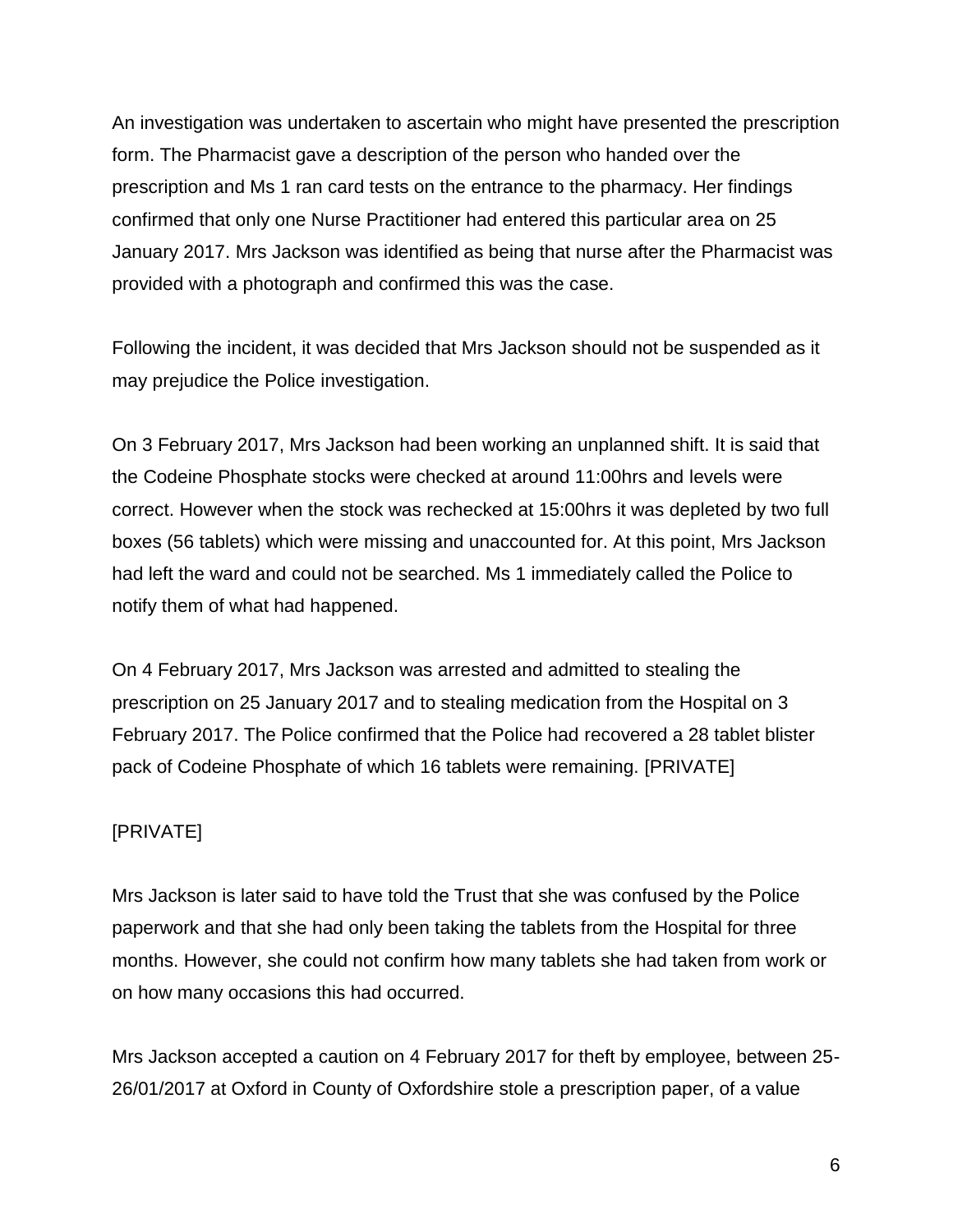An investigation was undertaken to ascertain who might have presented the prescription form. The Pharmacist gave a description of the person who handed over the prescription and Ms 1 ran card tests on the entrance to the pharmacy. Her findings confirmed that only one Nurse Practitioner had entered this particular area on 25 January 2017. Mrs Jackson was identified as being that nurse after the Pharmacist was provided with a photograph and confirmed this was the case.

Following the incident, it was decided that Mrs Jackson should not be suspended as it may prejudice the Police investigation.

On 3 February 2017, Mrs Jackson had been working an unplanned shift. It is said that the Codeine Phosphate stocks were checked at around 11:00hrs and levels were correct. However when the stock was rechecked at 15:00hrs it was depleted by two full boxes (56 tablets) which were missing and unaccounted for. At this point, Mrs Jackson had left the ward and could not be searched. Ms 1 immediately called the Police to notify them of what had happened.

On 4 February 2017, Mrs Jackson was arrested and admitted to stealing the prescription on 25 January 2017 and to stealing medication from the Hospital on 3 February 2017. The Police confirmed that the Police had recovered a 28 tablet blister pack of Codeine Phosphate of which 16 tablets were remaining. [PRIVATE]

[PRIVATE]

Mrs Jackson is later said to have told the Trust that she was confused by the Police paperwork and that she had only been taking the tablets from the Hospital for three months. However, she could not confirm how many tablets she had taken from work or on how many occasions this had occurred.

Mrs Jackson accepted a caution on 4 February 2017 for theft by employee, between 25-26/01/2017 at Oxford in County of Oxfordshire stole a prescription paper, of a value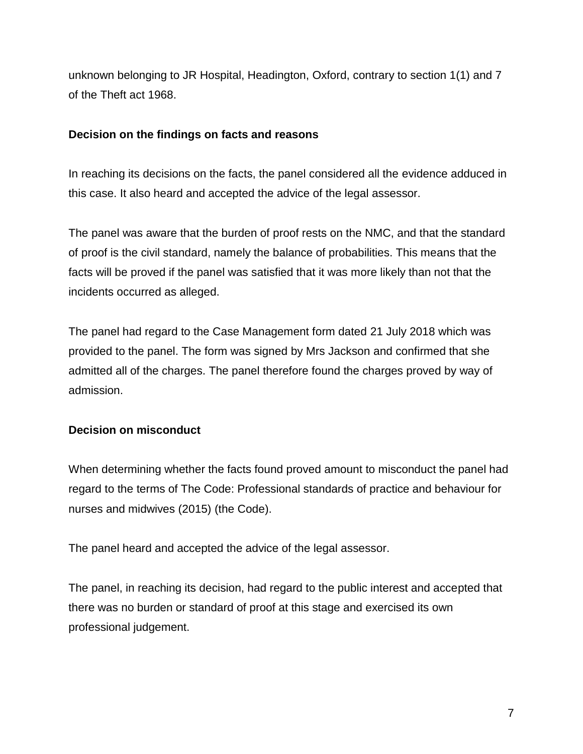unknown belonging to JR Hospital, Headington, Oxford, contrary to section 1(1) and 7 of the Theft act 1968.

**Decision on the findings on facts and reasons**

In reaching its decisions on the facts, the panel considered all the evidence adduced in this case. It also heard and accepted the advice of the legal assessor.

The panel was aware that the burden of proof rests on the NMC, and that the standard of proof is the civil standard, namely the balance of probabilities. This means that the facts will be proved if the panel was satisfied that it was more likely than not that the incidents occurred as alleged.

The panel had regard to the Case Management form dated 21 July 2018 which was provided to the panel. The form was signed by Mrs Jackson and confirmed that she admitted all of the charges. The panel therefore found the charges proved by way of admission.

**Decision on misconduct**

When determining whether the facts found proved amount to misconduct the panel had regard to the terms of The Code: Professional standards of practice and behaviour for nurses and midwives (2015) (the Code).

The panel heard and accepted the advice of the legal assessor.

The panel, in reaching its decision, had regard to the public interest and accepted that there was no burden or standard of proof at this stage and exercised its own professional judgement.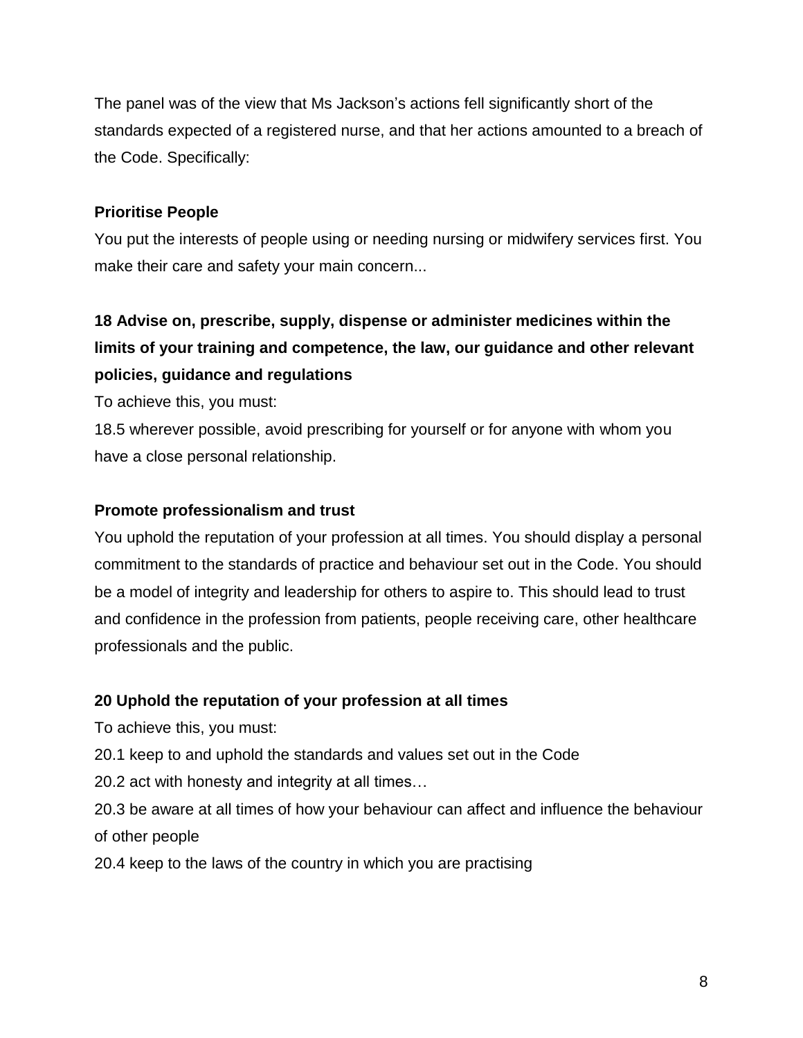The panel was of the view that Ms Jackson’s actions fell significantly short of the standards expected of a registered nurse, and that her actions amounted to a breach of the Code. Specifically:

**Prioritise People**

You put the interests of people using or needing nursing or midwifery services first. You make their care and safety your main concern...

**18 Advise on, prescribe, supply, dispense or administer medicines within the limits of your training and competence, the law, our guidance and other relevant policies, guidance and regulations**

To achieve this, you must:

18.5 wherever possible, avoid prescribing for yourself or for anyone with whom you have a close personal relationship.

**Promote professionalism and trust**

You uphold the reputation of your profession at all times. You should display a personal commitment to the standards of practice and behaviour set out in the Code. You should be a model of integrity and leadership for others to aspire to. This should lead to trust and confidence in the profession from patients, people receiving care, other healthcare professionals and the public.

**20 Uphold the reputation of your profession at all times**

To achieve this, you must:

20.1 keep to and uphold the standards and values set out in the Code

20.2 act with honesty and integrity at all times…

20.3 be aware at all times of how your behaviour can affect and influence the behaviour of other people

20.4 keep to the laws of the country in which you are practising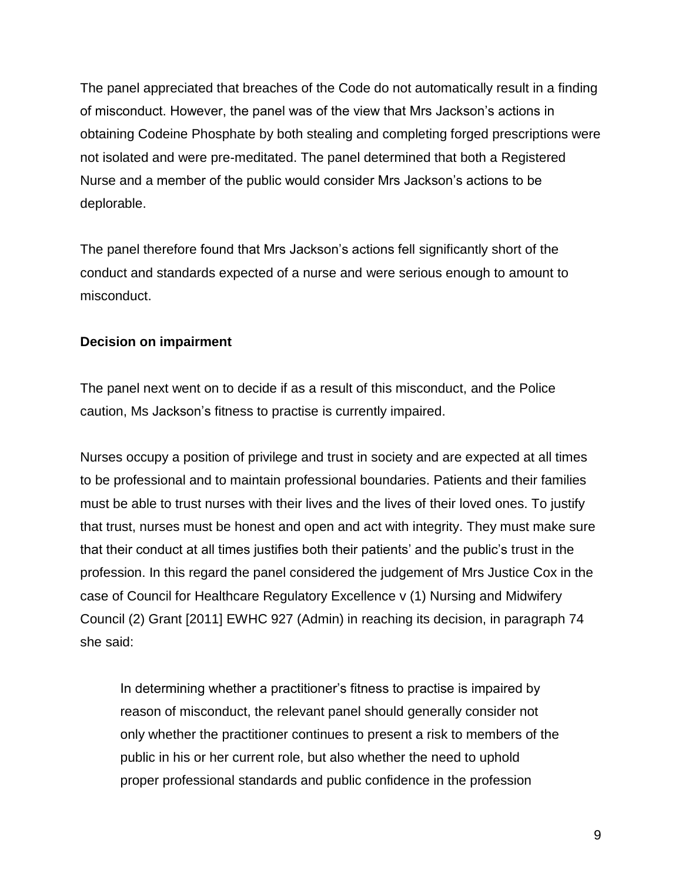The panel appreciated that breaches of the Code do not automatically result in a finding of misconduct. However, the panel was of the view that Mrs Jackson's actions in obtaining Codeine Phosphate by both stealing and completing forged prescriptions were not isolated and were pre-meditated. The panel determined that both a Registered Nurse and a member of the public would consider Mrs Jackson's actions to be deplorable.

The panel therefore found that Mrs Jackson's actions fell significantly short of the conduct and standards expected of a nurse and were serious enough to amount to misconduct.

**Decision on impairment**

The panel next went on to decide if as a result of this misconduct, and the Police caution, Ms Jackson's fitness to practise is currently impaired.

Nurses occupy a position of privilege and trust in society and are expected at all times to be professional and to maintain professional boundaries. Patients and their families must be able to trust nurses with their lives and the lives of their loved ones. To justify that trust, nurses must be honest and open and act with integrity. They must make sure that their conduct at all times justifies both their patients' and the public's trust in the profession. In this regard the panel considered the judgement of Mrs Justice Cox in the case of Council for Healthcare Regulatory Excellence v (1) Nursing and Midwifery Council (2) Grant [2011] EWHC 927 (Admin) in reaching its decision, in paragraph 74 she said:

> In determining whether a practitioner's fitness to practise is impaired by reason of misconduct, the relevant panel should generally consider not only whether the practitioner continues to present a risk to members of the public in his or her current role, but also whether the need to uphold proper professional standards and public confidence in the profession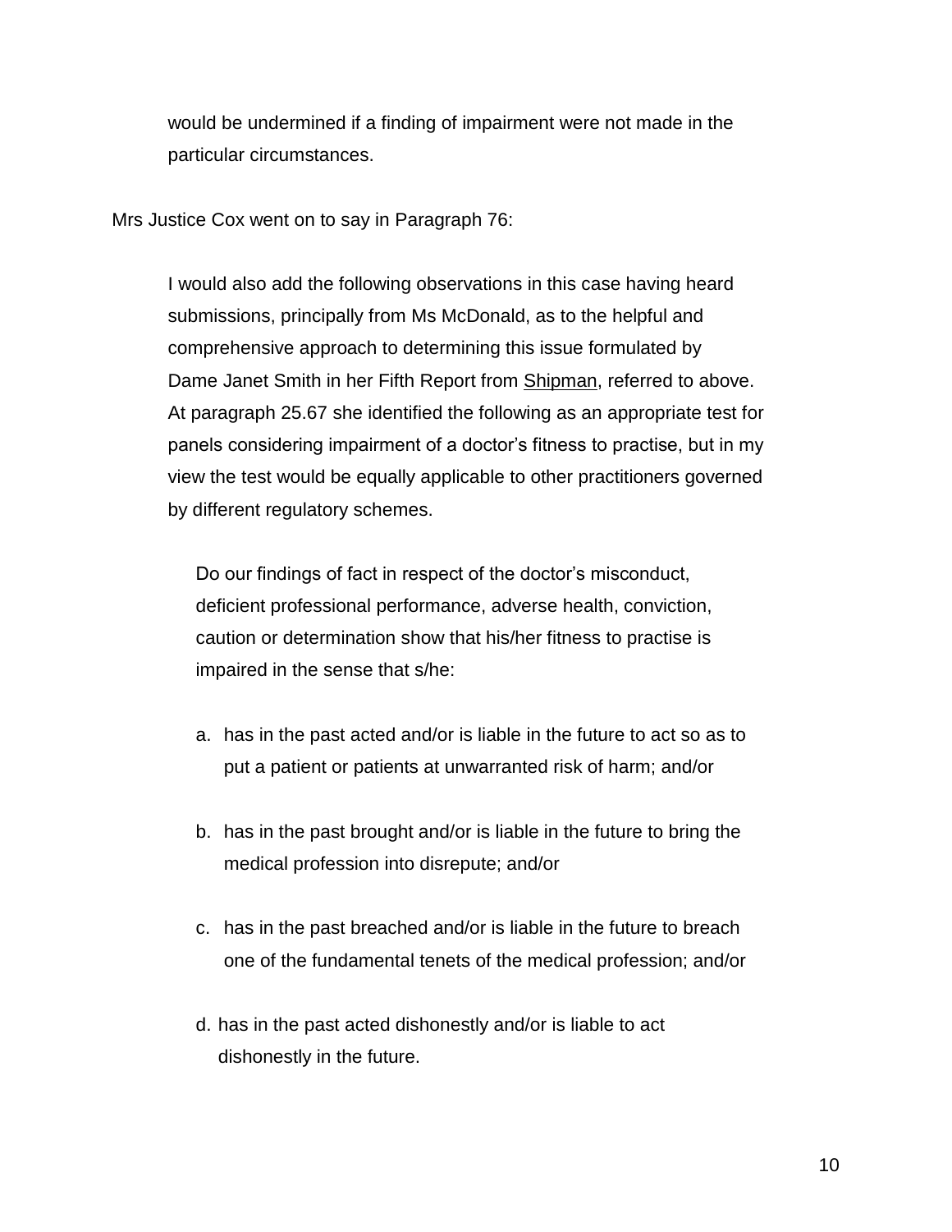> would be undermined if a finding of impairment were not made in the particular circumstances.

Mrs Justice Cox went on to say in Paragraph 76:

> I would also add the following observations in this case having heard submissions, principally from Ms McDonald, as to the helpful and comprehensive approach to determining this issue formulated by Dame Janet Smith in her Fifth Report from Shipman, referred to above. At paragraph 25.67 she identified the following as an appropriate test for panels considering impairment of a doctor's fitness to practise, but in my view the test would be equally applicable to other practitioners governed by different regulatory schemes.
>
> > Do our findings of fact in respect of the doctor's misconduct, deficient professional performance, adverse health, conviction, caution or determination show that his/her fitness to practise is impaired in the sense that s/he:
> >
> > a. has in the past acted and/or is liable in the future to act so as to put a patient or patients at unwarranted risk of harm; and/or
> >
> > b. has in the past brought and/or is liable in the future to bring the medical profession into disrepute; and/or
> >
> > c. has in the past breached and/or is liable in the future to breach one of the fundamental tenets of the medical profession; and/or
> >
> > d. has in the past acted dishonestly and/or is liable to act dishonestly in the future.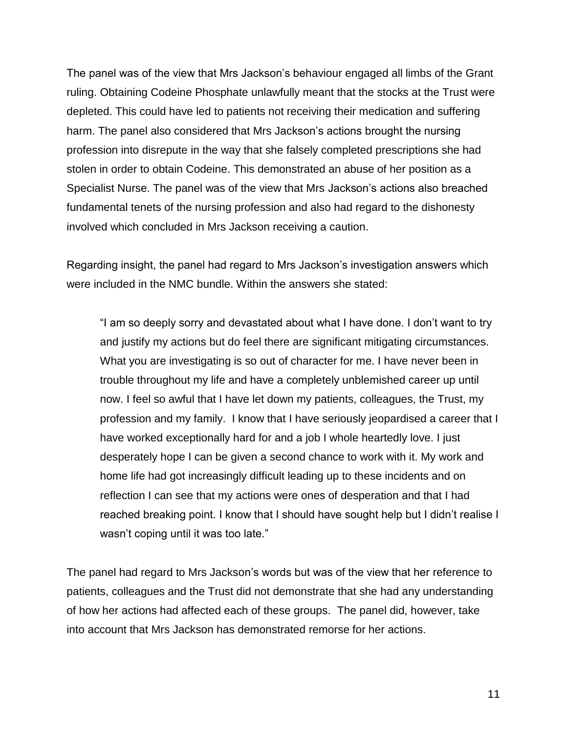The panel was of the view that Mrs Jackson's behaviour engaged all limbs of the Grant ruling. Obtaining Codeine Phosphate unlawfully meant that the stocks at the Trust were depleted. This could have led to patients not receiving their medication and suffering harm. The panel also considered that Mrs Jackson's actions brought the nursing profession into disrepute in the way that she falsely completed prescriptions she had stolen in order to obtain Codeine. This demonstrated an abuse of her position as a Specialist Nurse. The panel was of the view that Mrs Jackson's actions also breached fundamental tenets of the nursing profession and also had regard to the dishonesty involved which concluded in Mrs Jackson receiving a caution.

Regarding insight, the panel had regard to Mrs Jackson's investigation answers which were included in the NMC bundle. Within the answers she stated:

> "I am so deeply sorry and devastated about what I have done. I don't want to try and justify my actions but do feel there are significant mitigating circumstances. What you are investigating is so out of character for me. I have never been in trouble throughout my life and have a completely unblemished career up until now. I feel so awful that I have let down my patients, colleagues, the Trust, my profession and my family. I know that I have seriously jeopardised a career that I have worked exceptionally hard for and a job I whole heartedly love. I just desperately hope I can be given a second chance to work with it. My work and home life had got increasingly difficult leading up to these incidents and on reflection I can see that my actions were ones of desperation and that I had reached breaking point. I know that I should have sought help but I didn't realise I wasn't coping until it was too late."

The panel had regard to Mrs Jackson's words but was of the view that her reference to patients, colleagues and the Trust did not demonstrate that she had any understanding of how her actions had affected each of these groups. The panel did, however, take into account that Mrs Jackson has demonstrated remorse for her actions.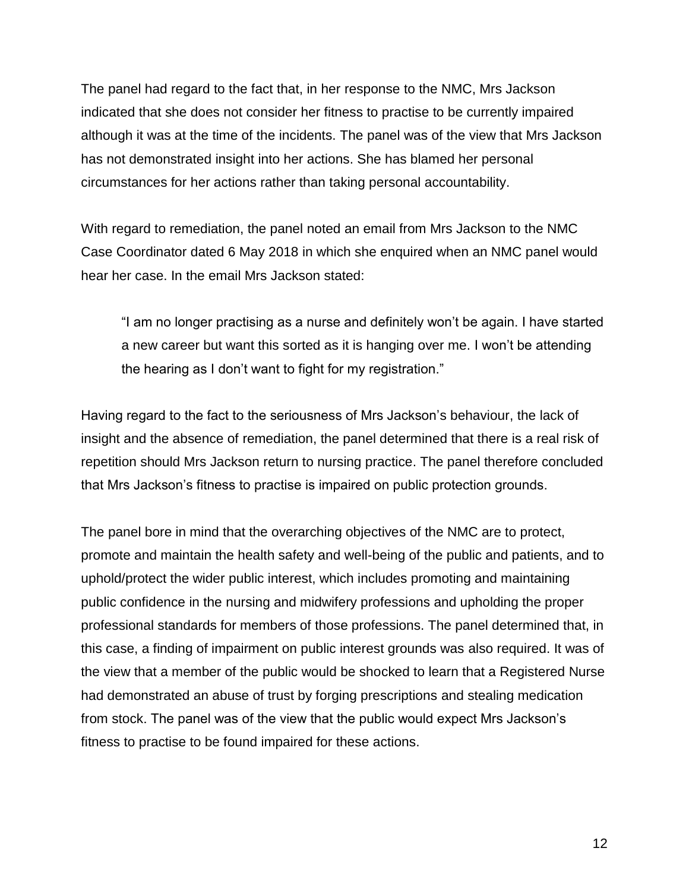The panel had regard to the fact that, in her response to the NMC, Mrs Jackson indicated that she does not consider her fitness to practise to be currently impaired although it was at the time of the incidents. The panel was of the view that Mrs Jackson has not demonstrated insight into her actions. She has blamed her personal circumstances for her actions rather than taking personal accountability.

With regard to remediation, the panel noted an email from Mrs Jackson to the NMC Case Coordinator dated 6 May 2018 in which she enquired when an NMC panel would hear her case. In the email Mrs Jackson stated:

> "I am no longer practising as a nurse and definitely won't be again. I have started a new career but want this sorted as it is hanging over me. I won't be attending the hearing as I don't want to fight for my registration."

Having regard to the fact to the seriousness of Mrs Jackson's behaviour, the lack of insight and the absence of remediation, the panel determined that there is a real risk of repetition should Mrs Jackson return to nursing practice. The panel therefore concluded that Mrs Jackson's fitness to practise is impaired on public protection grounds.

The panel bore in mind that the overarching objectives of the NMC are to protect, promote and maintain the health safety and well-being of the public and patients, and to uphold/protect the wider public interest, which includes promoting and maintaining public confidence in the nursing and midwifery professions and upholding the proper professional standards for members of those professions. The panel determined that, in this case, a finding of impairment on public interest grounds was also required. It was of the view that a member of the public would be shocked to learn that a Registered Nurse had demonstrated an abuse of trust by forging prescriptions and stealing medication from stock. The panel was of the view that the public would expect Mrs Jackson's fitness to practise to be found impaired for these actions.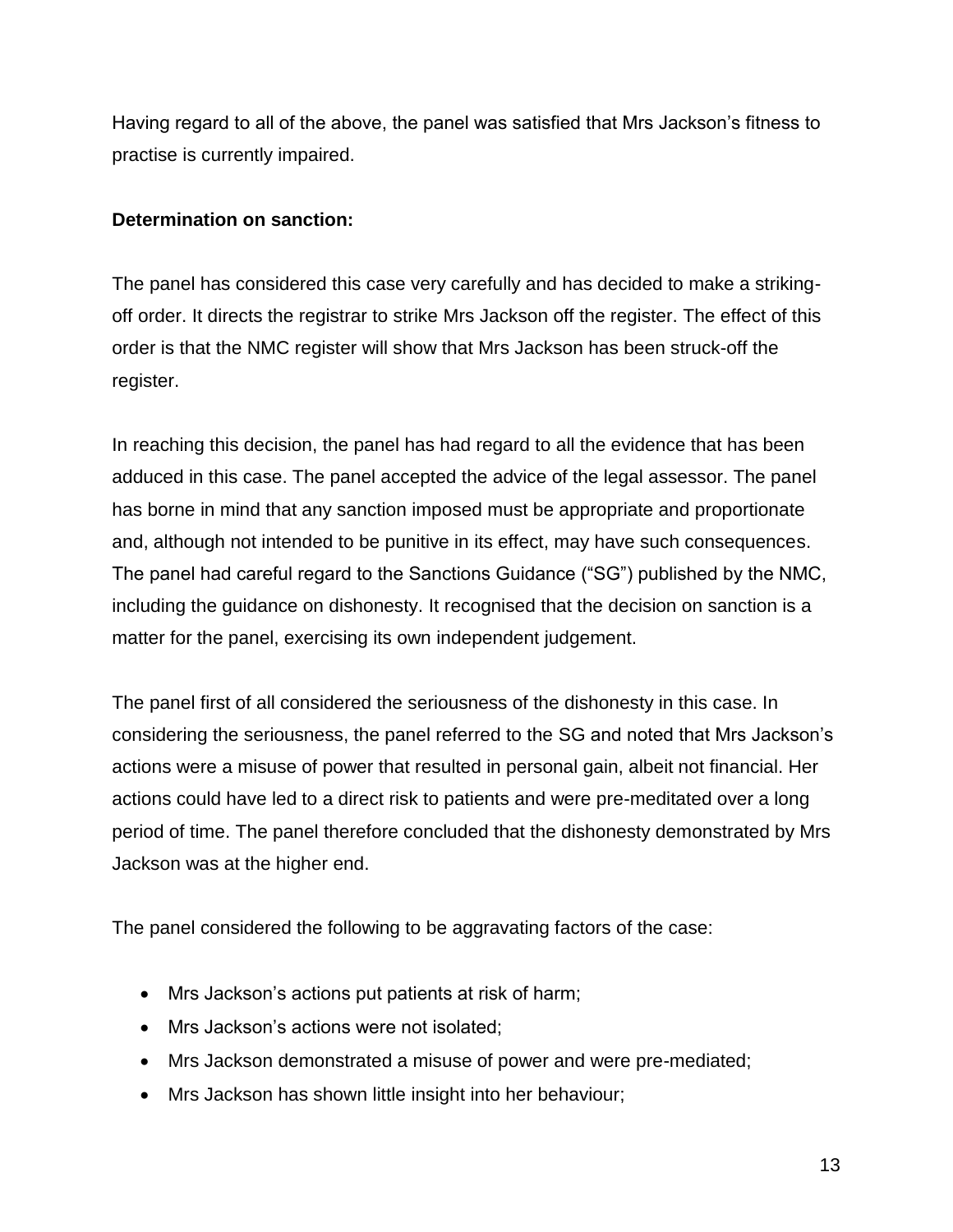Having regard to all of the above, the panel was satisfied that Mrs Jackson's fitness to practise is currently impaired.

**Determination on sanction:**

The panel has considered this case very carefully and has decided to make a striking-off order. It directs the registrar to strike Mrs Jackson off the register. The effect of this order is that the NMC register will show that Mrs Jackson has been struck-off the register.

In reaching this decision, the panel has had regard to all the evidence that has been adduced in this case. The panel accepted the advice of the legal assessor. The panel has borne in mind that any sanction imposed must be appropriate and proportionate and, although not intended to be punitive in its effect, may have such consequences. The panel had careful regard to the Sanctions Guidance ("SG") published by the NMC, including the guidance on dishonesty. It recognised that the decision on sanction is a matter for the panel, exercising its own independent judgement.

The panel first of all considered the seriousness of the dishonesty in this case. In considering the seriousness, the panel referred to the SG and noted that Mrs Jackson's actions were a misuse of power that resulted in personal gain, albeit not financial. Her actions could have led to a direct risk to patients and were pre-meditated over a long period of time. The panel therefore concluded that the dishonesty demonstrated by Mrs Jackson was at the higher end.

The panel considered the following to be aggravating factors of the case:

- Mrs Jackson's actions put patients at risk of harm;
- Mrs Jackson's actions were not isolated;
- Mrs Jackson demonstrated a misuse of power and were pre-mediated;
- Mrs Jackson has shown little insight into her behaviour;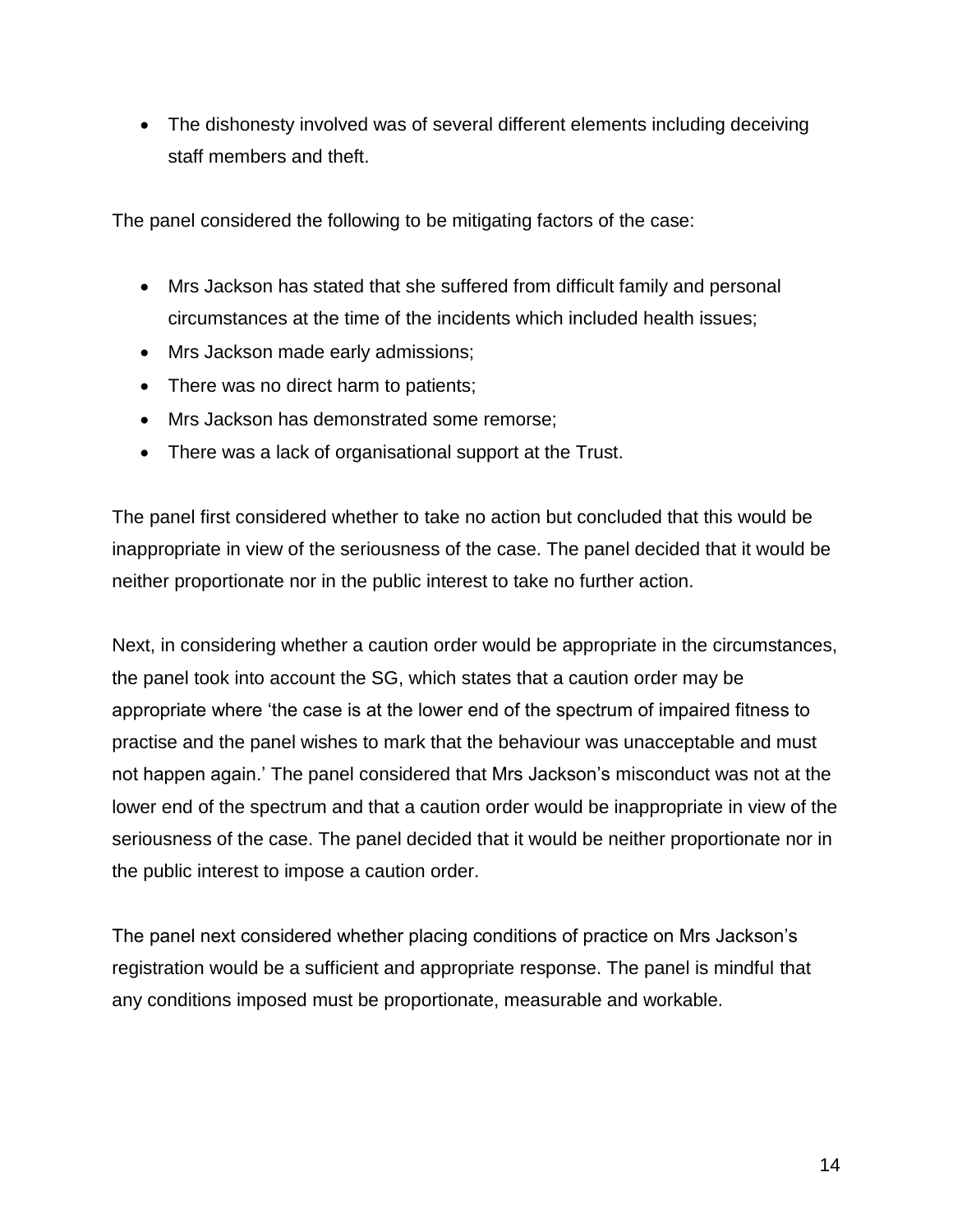- The dishonesty involved was of several different elements including deceiving staff members and theft.

The panel considered the following to be mitigating factors of the case:

- Mrs Jackson has stated that she suffered from difficult family and personal circumstances at the time of the incidents which included health issues;
- Mrs Jackson made early admissions;
- There was no direct harm to patients;
- Mrs Jackson has demonstrated some remorse;
- There was a lack of organisational support at the Trust.

The panel first considered whether to take no action but concluded that this would be inappropriate in view of the seriousness of the case. The panel decided that it would be neither proportionate nor in the public interest to take no further action.

Next, in considering whether a caution order would be appropriate in the circumstances, the panel took into account the SG, which states that a caution order may be appropriate where 'the case is at the lower end of the spectrum of impaired fitness to practise and the panel wishes to mark that the behaviour was unacceptable and must not happen again.' The panel considered that Mrs Jackson's misconduct was not at the lower end of the spectrum and that a caution order would be inappropriate in view of the seriousness of the case. The panel decided that it would be neither proportionate nor in the public interest to impose a caution order.

The panel next considered whether placing conditions of practice on Mrs Jackson's registration would be a sufficient and appropriate response. The panel is mindful that any conditions imposed must be proportionate, measurable and workable.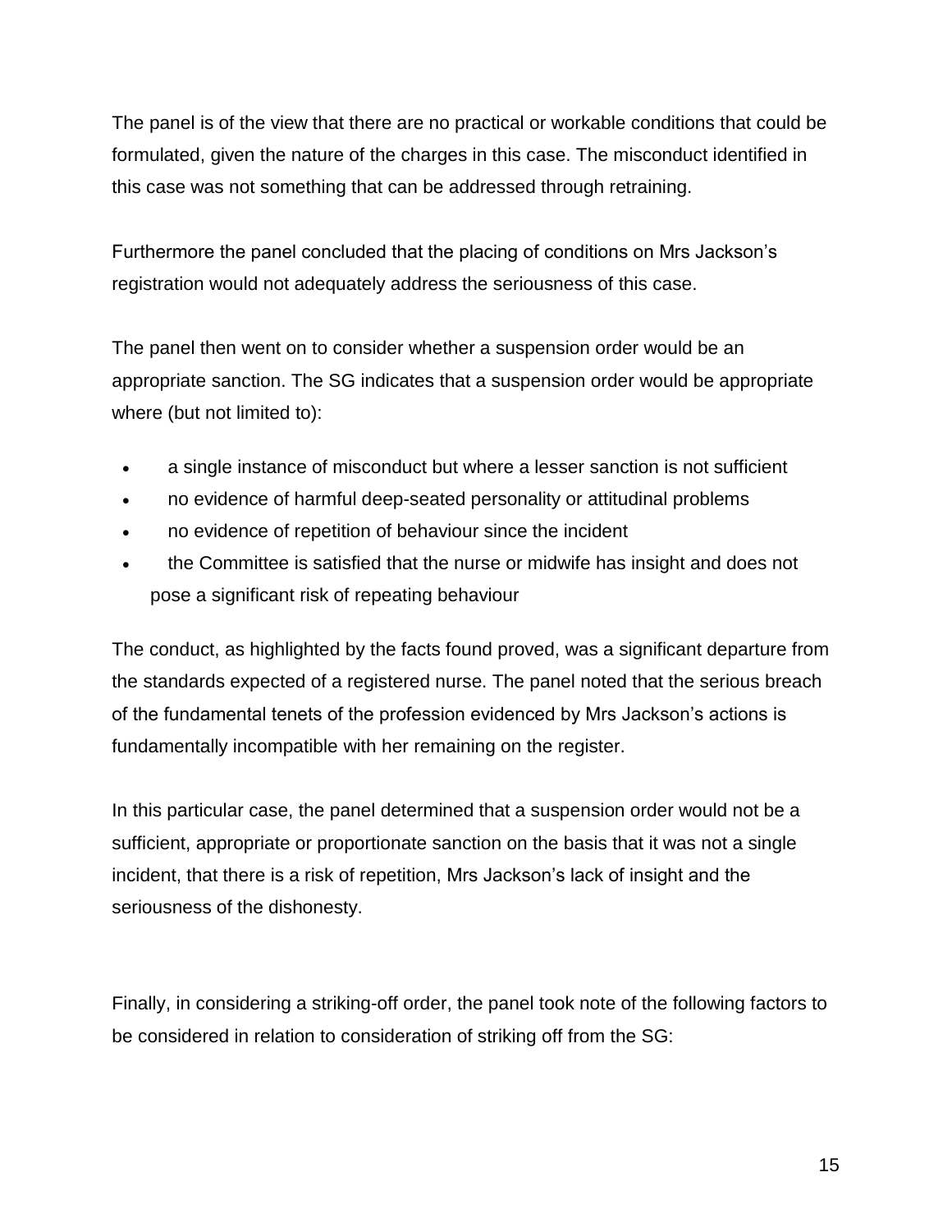The panel is of the view that there are no practical or workable conditions that could be formulated, given the nature of the charges in this case. The misconduct identified in this case was not something that can be addressed through retraining.

Furthermore the panel concluded that the placing of conditions on Mrs Jackson's registration would not adequately address the seriousness of this case.

The panel then went on to consider whether a suspension order would be an appropriate sanction. The SG indicates that a suspension order would be appropriate where (but not limited to):

- a single instance of misconduct but where a lesser sanction is not sufficient
- no evidence of harmful deep-seated personality or attitudinal problems
- no evidence of repetition of behaviour since the incident
- the Committee is satisfied that the nurse or midwife has insight and does not pose a significant risk of repeating behaviour

The conduct, as highlighted by the facts found proved, was a significant departure from the standards expected of a registered nurse. The panel noted that the serious breach of the fundamental tenets of the profession evidenced by Mrs Jackson's actions is fundamentally incompatible with her remaining on the register.

In this particular case, the panel determined that a suspension order would not be a sufficient, appropriate or proportionate sanction on the basis that it was not a single incident, that there is a risk of repetition, Mrs Jackson's lack of insight and the seriousness of the dishonesty.

Finally, in considering a striking-off order, the panel took note of the following factors to be considered in relation to consideration of striking off from the SG: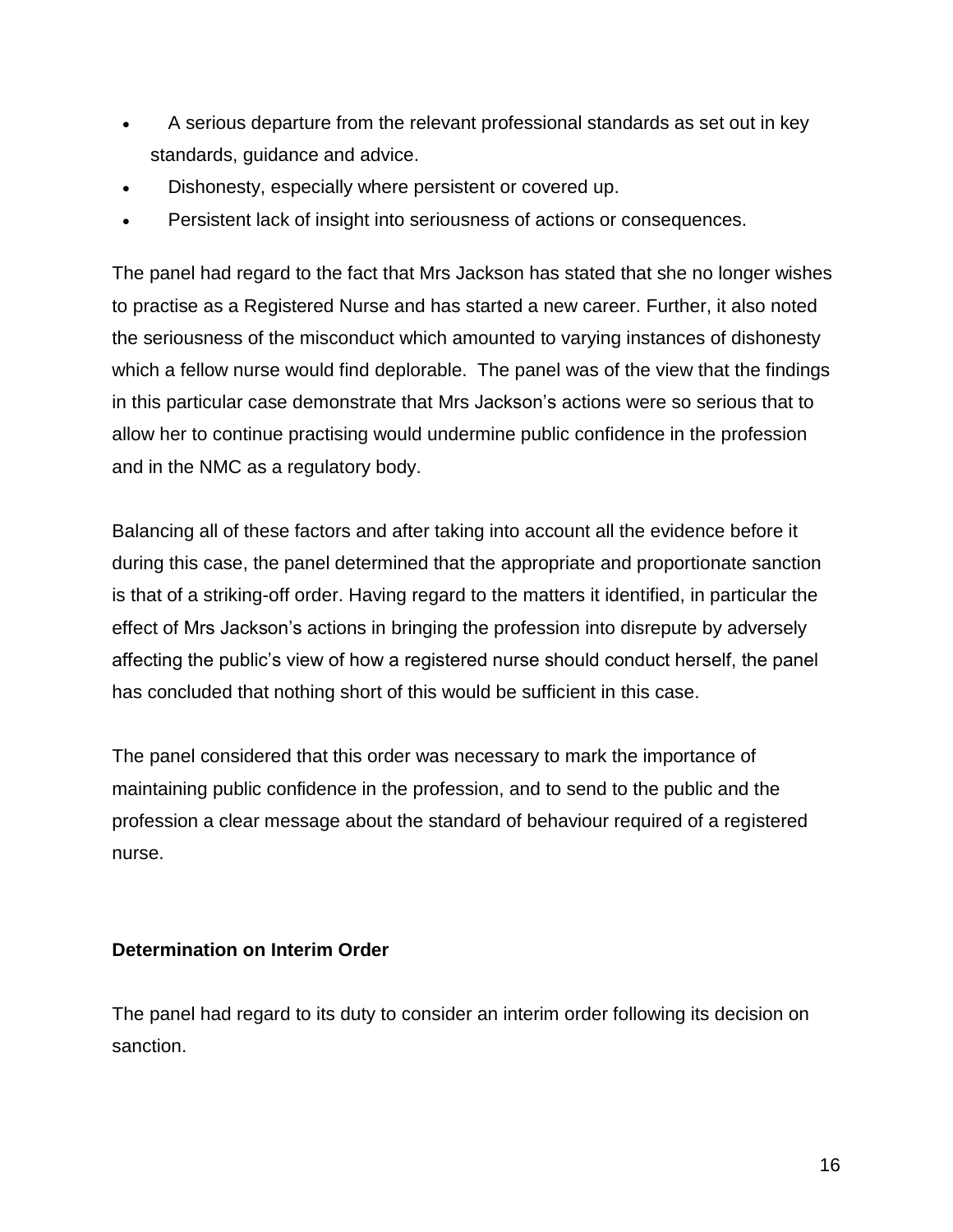- A serious departure from the relevant professional standards as set out in key standards, guidance and advice.
- Dishonesty, especially where persistent or covered up.
- Persistent lack of insight into seriousness of actions or consequences.

The panel had regard to the fact that Mrs Jackson has stated that she no longer wishes to practise as a Registered Nurse and has started a new career. Further, it also noted the seriousness of the misconduct which amounted to varying instances of dishonesty which a fellow nurse would find deplorable. The panel was of the view that the findings in this particular case demonstrate that Mrs Jackson's actions were so serious that to allow her to continue practising would undermine public confidence in the profession and in the NMC as a regulatory body.

Balancing all of these factors and after taking into account all the evidence before it during this case, the panel determined that the appropriate and proportionate sanction is that of a striking-off order. Having regard to the matters it identified, in particular the effect of Mrs Jackson's actions in bringing the profession into disrepute by adversely affecting the public's view of how a registered nurse should conduct herself, the panel has concluded that nothing short of this would be sufficient in this case.

The panel considered that this order was necessary to mark the importance of maintaining public confidence in the profession, and to send to the public and the profession a clear message about the standard of behaviour required of a registered nurse.

**Determination on Interim Order**

The panel had regard to its duty to consider an interim order following its decision on sanction.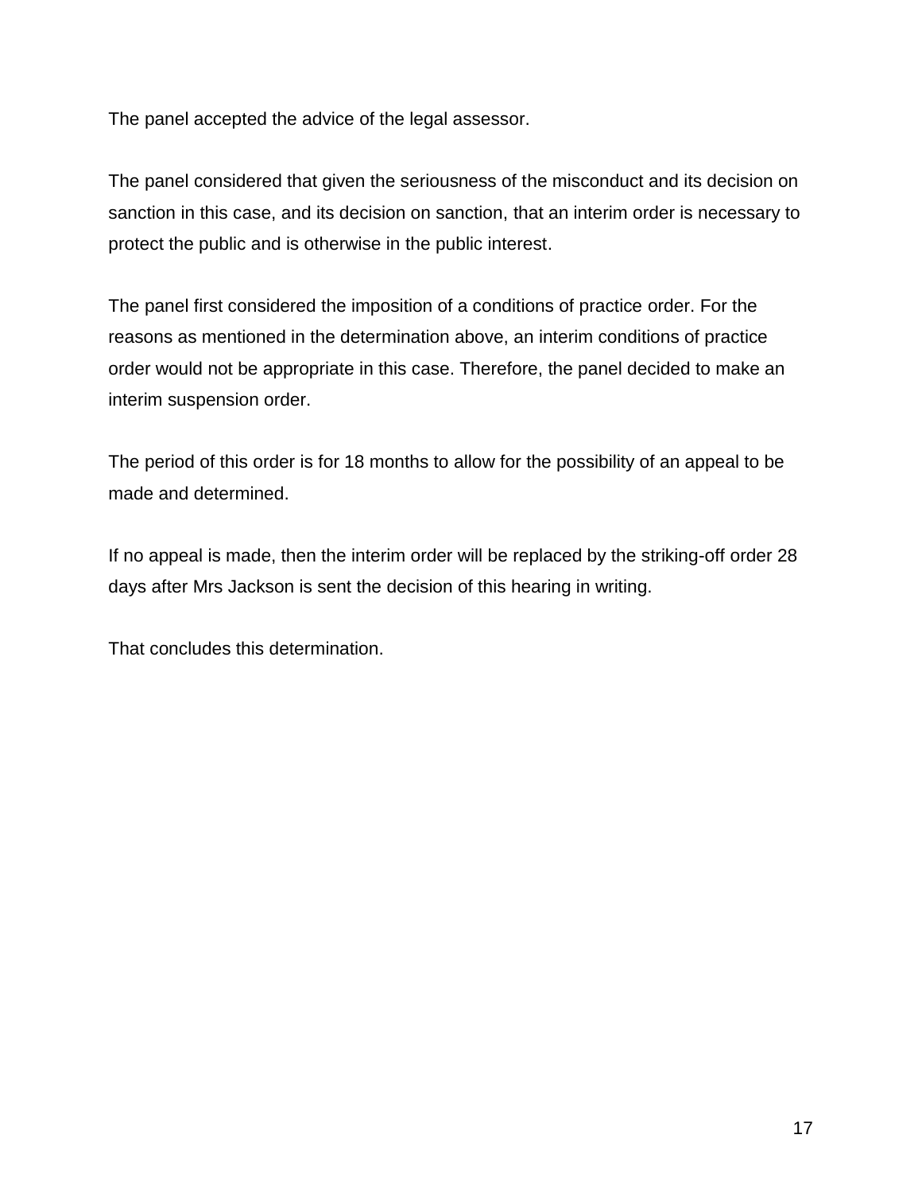The panel accepted the advice of the legal assessor.

The panel considered that given the seriousness of the misconduct and its decision on sanction in this case, and its decision on sanction, that an interim order is necessary to protect the public and is otherwise in the public interest.

The panel first considered the imposition of a conditions of practice order. For the reasons as mentioned in the determination above, an interim conditions of practice order would not be appropriate in this case. Therefore, the panel decided to make an interim suspension order.

The period of this order is for 18 months to allow for the possibility of an appeal to be made and determined.

If no appeal is made, then the interim order will be replaced by the striking-off order 28 days after Mrs Jackson is sent the decision of this hearing in writing.

That concludes this determination.